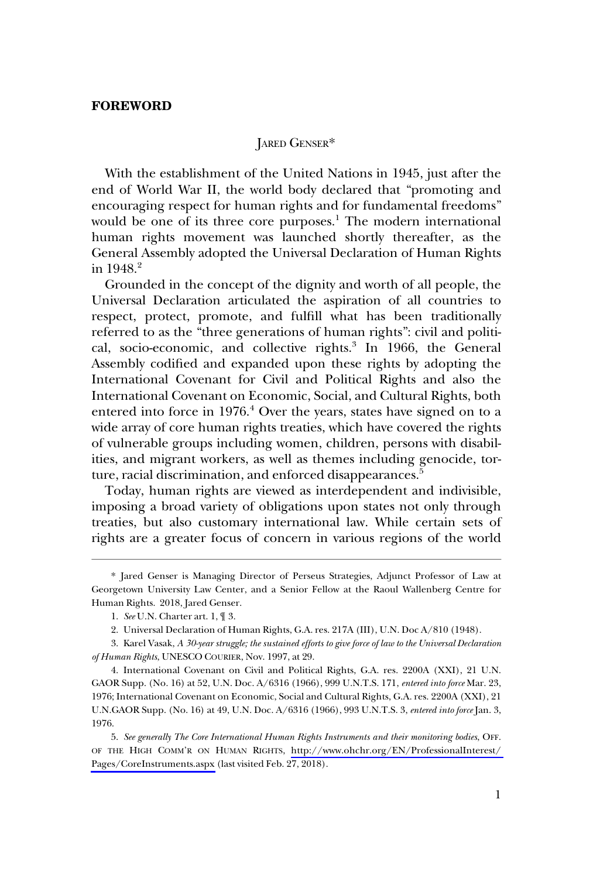**FOREWORD**

JARED GENSER*

With the establishment of the United Nations in 1945, just after the end of World War II, the world body declared that "promoting and encouraging respect for human rights and for fundamental freedoms" would be one of its three core purposes.[1] The modern international human rights movement was launched shortly thereafter, as the General Assembly adopted the Universal Declaration of Human Rights in 1948.[2]

Grounded in the concept of the dignity and worth of all people, the Universal Declaration articulated the aspiration of all countries to respect, protect, promote, and fulfill what has been traditionally referred to as the "three generations of human rights": civil and political, socio-economic, and collective rights.[3] In 1966, the General Assembly codified and expanded upon these rights by adopting the International Covenant for Civil and Political Rights and also the International Covenant on Economic, Social, and Cultural Rights, both entered into force in 1976.[4] Over the years, states have signed on to a wide array of core human rights treaties, which have covered the rights of vulnerable groups including women, children, persons with disabilities, and migrant workers, as well as themes including genocide, torture, racial discrimination, and enforced disappearances.[5]

Today, human rights are viewed as interdependent and indivisible, imposing a broad variety of obligations upon states not only through treaties, but also customary international law. While certain sets of rights are a greater focus of concern in various regions of the world

---

\* Jared Genser is Managing Director of Perseus Strategies, Adjunct Professor of Law at Georgetown University Law Center, and a Senior Fellow at the Raoul Wallenberg Centre for Human Rights. 2018, Jared Genser.

1. *See* U.N. Charter art. 1, ¶ 3.

2. Universal Declaration of Human Rights, G.A. res. 217A (III), U.N. Doc A/810 (1948).

3. Karel Vasak, *A 30-year struggle; the sustained efforts to give force of law to the Universal Declaration of Human Rights*, UNESCO COURIER, Nov. 1997, at 29.

4. International Covenant on Civil and Political Rights, G.A. res. 2200A (XXI), 21 U.N. GAOR Supp. (No. 16) at 52, U.N. Doc. A/6316 (1966), 999 U.N.T.S. 171, *entered into force* Mar. 23, 1976; International Covenant on Economic, Social and Cultural Rights, G.A. res. 2200A (XXI), 21 U.N.GAOR Supp. (No. 16) at 49, U.N. Doc. A/6316 (1966), 993 U.N.T.S. 3, *entered into force* Jan. 3, 1976.

5. *See generally The Core International Human Rights Instruments and their monitoring bodies*, OFF. OF THE HIGH COMM'R ON HUMAN RIGHTS, http://www.ohchr.org/EN/ProfessionalInterest/Pages/CoreInstruments.aspx (last visited Feb. 27, 2018).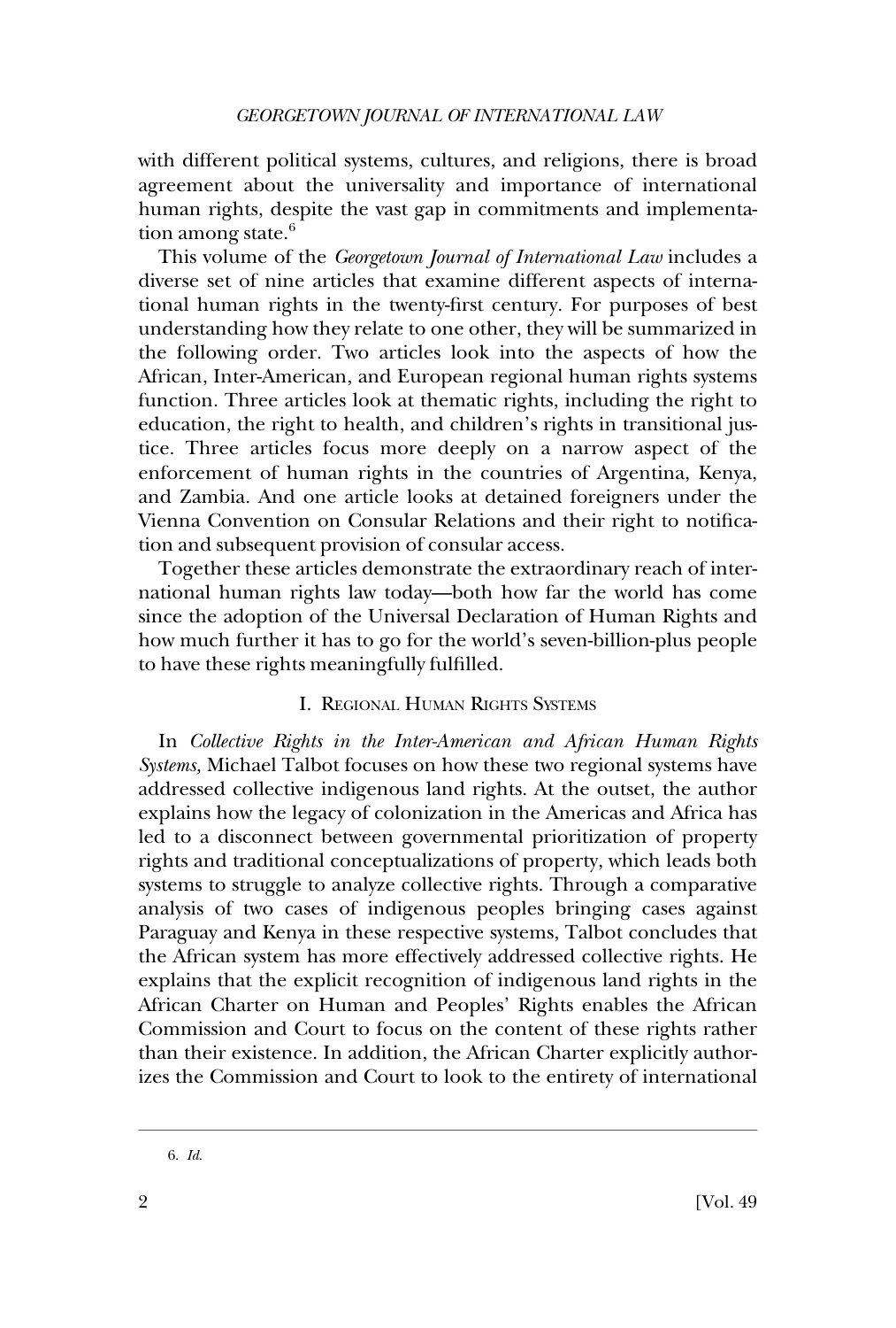with different political systems, cultures, and religions, there is broad agreement about the universality and importance of international human rights, despite the vast gap in commitments and implementation among state.[6]

This volume of the *Georgetown Journal of International Law* includes a diverse set of nine articles that examine different aspects of international human rights in the twenty-first century. For purposes of best understanding how they relate to one other, they will be summarized in the following order. Two articles look into the aspects of how the African, Inter-American, and European regional human rights systems function. Three articles look at thematic rights, including the right to education, the right to health, and children's rights in transitional justice. Three articles focus more deeply on a narrow aspect of the enforcement of human rights in the countries of Argentina, Kenya, and Zambia. And one article looks at detained foreigners under the Vienna Convention on Consular Relations and their right to notification and subsequent provision of consular access.

Together these articles demonstrate the extraordinary reach of international human rights law today—both how far the world has come since the adoption of the Universal Declaration of Human Rights and how much further it has to go for the world's seven-billion-plus people to have these rights meaningfully fulfilled.

## I. Regional Human Rights Systems

In *Collective Rights in the Inter-American and African Human Rights Systems,* Michael Talbot focuses on how these two regional systems have addressed collective indigenous land rights. At the outset, the author explains how the legacy of colonization in the Americas and Africa has led to a disconnect between governmental prioritization of property rights and traditional conceptualizations of property, which leads both systems to struggle to analyze collective rights. Through a comparative analysis of two cases of indigenous peoples bringing cases against Paraguay and Kenya in these respective systems, Talbot concludes that the African system has more effectively addressed collective rights. He explains that the explicit recognition of indigenous land rights in the African Charter on Human and Peoples' Rights enables the African Commission and Court to focus on the content of these rights rather than their existence. In addition, the African Charter explicitly authorizes the Commission and Court to look to the entirety of international

6. *Id.*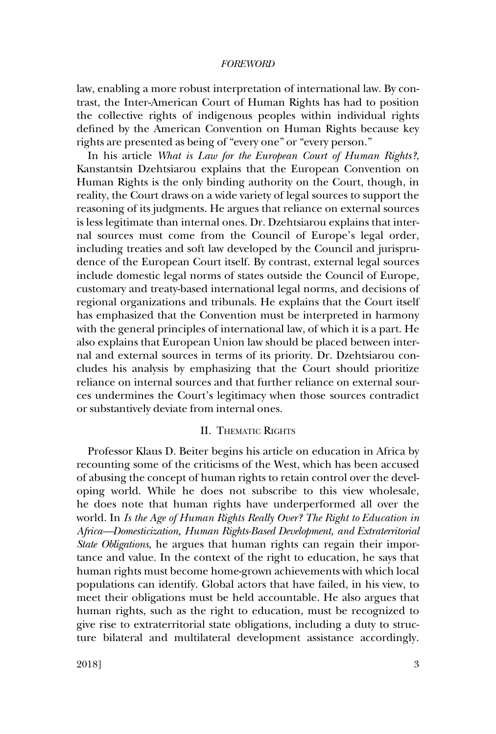law, enabling a more robust interpretation of international law. By contrast, the Inter-American Court of Human Rights has had to position the collective rights of indigenous peoples within individual rights defined by the American Convention on Human Rights because key rights are presented as being of "every one" or "every person."

In his article *What is Law for the European Court of Human Rights?*, Kanstantsin Dzehtsiarou explains that the European Convention on Human Rights is the only binding authority on the Court, though, in reality, the Court draws on a wide variety of legal sources to support the reasoning of its judgments. He argues that reliance on external sources is less legitimate than internal ones. Dr. Dzehtsiarou explains that internal sources must come from the Council of Europe's legal order, including treaties and soft law developed by the Council and jurisprudence of the European Court itself. By contrast, external legal sources include domestic legal norms of states outside the Council of Europe, customary and treaty-based international legal norms, and decisions of regional organizations and tribunals. He explains that the Court itself has emphasized that the Convention must be interpreted in harmony with the general principles of international law, of which it is a part. He also explains that European Union law should be placed between internal and external sources in terms of its priority. Dr. Dzehtsiarou concludes his analysis by emphasizing that the Court should prioritize reliance on internal sources and that further reliance on external sources undermines the Court's legitimacy when those sources contradict or substantively deviate from internal ones.

## II. Thematic Rights

Professor Klaus D. Beiter begins his article on education in Africa by recounting some of the criticisms of the West, which has been accused of abusing the concept of human rights to retain control over the developing world. While he does not subscribe to this view wholesale, he does note that human rights have underperformed all over the world. In *Is the Age of Human Rights Really Over? The Right to Education in Africa—Domesticization, Human Rights-Based Development, and Extraterritorial State Obligations*, he argues that human rights can regain their importance and value. In the context of the right to education, he says that human rights must become home-grown achievements with which local populations can identify. Global actors that have failed, in his view, to meet their obligations must be held accountable. He also argues that human rights, such as the right to education, must be recognized to give rise to extraterritorial state obligations, including a duty to structure bilateral and multilateral development assistance accordingly.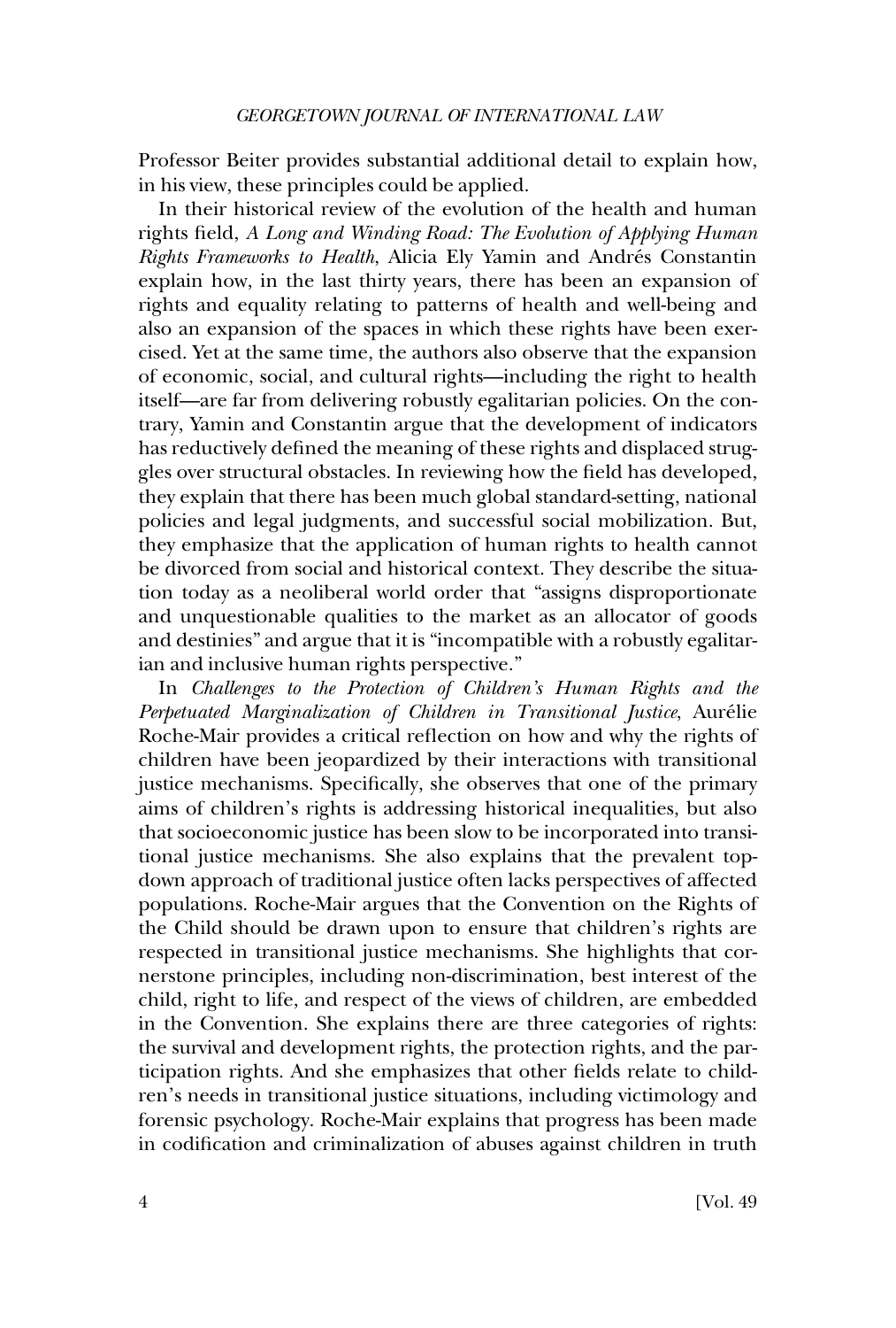Professor Beiter provides substantial additional detail to explain how, in his view, these principles could be applied.

In their historical review of the evolution of the health and human rights field, *A Long and Winding Road: The Evolution of Applying Human Rights Frameworks to Health*, Alicia Ely Yamin and Andrés Constantin explain how, in the last thirty years, there has been an expansion of rights and equality relating to patterns of health and well-being and also an expansion of the spaces in which these rights have been exercised. Yet at the same time, the authors also observe that the expansion of economic, social, and cultural rights—including the right to health itself—are far from delivering robustly egalitarian policies. On the contrary, Yamin and Constantin argue that the development of indicators has reductively defined the meaning of these rights and displaced struggles over structural obstacles. In reviewing how the field has developed, they explain that there has been much global standard-setting, national policies and legal judgments, and successful social mobilization. But, they emphasize that the application of human rights to health cannot be divorced from social and historical context. They describe the situation today as a neoliberal world order that "assigns disproportionate and unquestionable qualities to the market as an allocator of goods and destinies" and argue that it is "incompatible with a robustly egalitarian and inclusive human rights perspective."

In *Challenges to the Protection of Children's Human Rights and the Perpetuated Marginalization of Children in Transitional Justice*, Aurélie Roche-Mair provides a critical reflection on how and why the rights of children have been jeopardized by their interactions with transitional justice mechanisms. Specifically, she observes that one of the primary aims of children's rights is addressing historical inequalities, but also that socioeconomic justice has been slow to be incorporated into transitional justice mechanisms. She also explains that the prevalent top-down approach of traditional justice often lacks perspectives of affected populations. Roche-Mair argues that the Convention on the Rights of the Child should be drawn upon to ensure that children's rights are respected in transitional justice mechanisms. She highlights that cornerstone principles, including non-discrimination, best interest of the child, right to life, and respect of the views of children, are embedded in the Convention. She explains there are three categories of rights: the survival and development rights, the protection rights, and the participation rights. And she emphasizes that other fields relate to children's needs in transitional justice situations, including victimology and forensic psychology. Roche-Mair explains that progress has been made in codification and criminalization of abuses against children in truth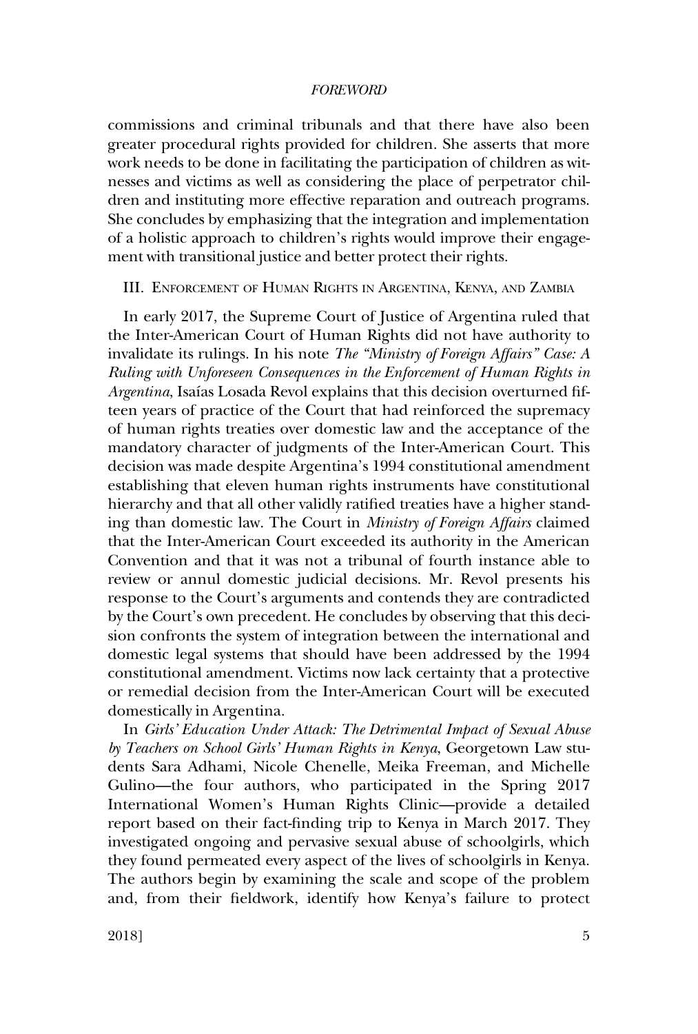commissions and criminal tribunals and that there have also been greater procedural rights provided for children. She asserts that more work needs to be done in facilitating the participation of children as witnesses and victims as well as considering the place of perpetrator children and instituting more effective reparation and outreach programs. She concludes by emphasizing that the integration and implementation of a holistic approach to children's rights would improve their engagement with transitional justice and better protect their rights.

## III. Enforcement of Human Rights in Argentina, Kenya, and Zambia

In early 2017, the Supreme Court of Justice of Argentina ruled that the Inter-American Court of Human Rights did not have authority to invalidate its rulings. In his note *The "Ministry of Foreign Affairs" Case: A Ruling with Unforeseen Consequences in the Enforcement of Human Rights in Argentina*, Isaías Losada Revol explains that this decision overturned fifteen years of practice of the Court that had reinforced the supremacy of human rights treaties over domestic law and the acceptance of the mandatory character of judgments of the Inter-American Court. This decision was made despite Argentina's 1994 constitutional amendment establishing that eleven human rights instruments have constitutional hierarchy and that all other validly ratified treaties have a higher standing than domestic law. The Court in *Ministry of Foreign Affairs* claimed that the Inter-American Court exceeded its authority in the American Convention and that it was not a tribunal of fourth instance able to review or annul domestic judicial decisions. Mr. Revol presents his response to the Court's arguments and contends they are contradicted by the Court's own precedent. He concludes by observing that this decision confronts the system of integration between the international and domestic legal systems that should have been addressed by the 1994 constitutional amendment. Victims now lack certainty that a protective or remedial decision from the Inter-American Court will be executed domestically in Argentina.

In *Girls' Education Under Attack: The Detrimental Impact of Sexual Abuse by Teachers on School Girls' Human Rights in Kenya*, Georgetown Law students Sara Adhami, Nicole Chenelle, Meika Freeman, and Michelle Gulino—the four authors, who participated in the Spring 2017 International Women's Human Rights Clinic—provide a detailed report based on their fact-finding trip to Kenya in March 2017. They investigated ongoing and pervasive sexual abuse of schoolgirls, which they found permeated every aspect of the lives of schoolgirls in Kenya. The authors begin by examining the scale and scope of the problem and, from their fieldwork, identify how Kenya's failure to protect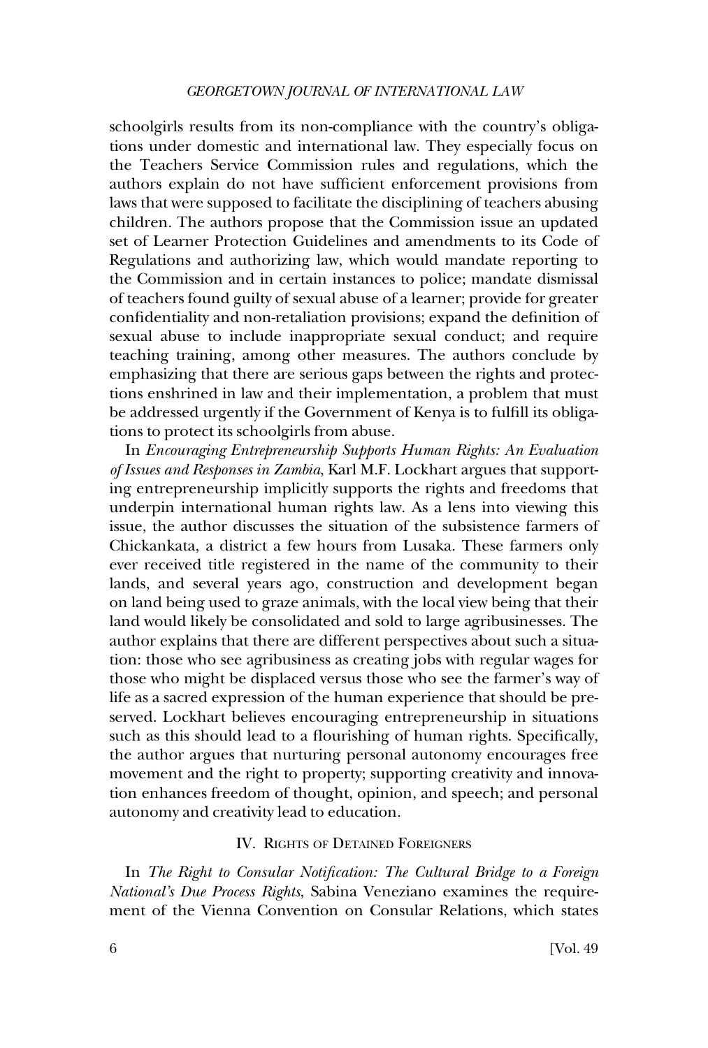schoolgirls results from its non-compliance with the country's obligations under domestic and international law. They especially focus on the Teachers Service Commission rules and regulations, which the authors explain do not have sufficient enforcement provisions from laws that were supposed to facilitate the disciplining of teachers abusing children. The authors propose that the Commission issue an updated set of Learner Protection Guidelines and amendments to its Code of Regulations and authorizing law, which would mandate reporting to the Commission and in certain instances to police; mandate dismissal of teachers found guilty of sexual abuse of a learner; provide for greater confidentiality and non-retaliation provisions; expand the definition of sexual abuse to include inappropriate sexual conduct; and require teaching training, among other measures. The authors conclude by emphasizing that there are serious gaps between the rights and protections enshrined in law and their implementation, a problem that must be addressed urgently if the Government of Kenya is to fulfill its obligations to protect its schoolgirls from abuse.

In *Encouraging Entrepreneurship Supports Human Rights: An Evaluation of Issues and Responses in Zambia*, Karl M.F. Lockhart argues that supporting entrepreneurship implicitly supports the rights and freedoms that underpin international human rights law. As a lens into viewing this issue, the author discusses the situation of the subsistence farmers of Chickankata, a district a few hours from Lusaka. These farmers only ever received title registered in the name of the community to their lands, and several years ago, construction and development began on land being used to graze animals, with the local view being that their land would likely be consolidated and sold to large agribusinesses. The author explains that there are different perspectives about such a situation: those who see agribusiness as creating jobs with regular wages for those who might be displaced versus those who see the farmer's way of life as a sacred expression of the human experience that should be preserved. Lockhart believes encouraging entrepreneurship in situations such as this should lead to a flourishing of human rights. Specifically, the author argues that nurturing personal autonomy encourages free movement and the right to property; supporting creativity and innovation enhances freedom of thought, opinion, and speech; and personal autonomy and creativity lead to education.

## IV. Rights of Detained Foreigners

In *The Right to Consular Notification: The Cultural Bridge to a Foreign National's Due Process Rights*, Sabina Veneziano examines the requirement of the Vienna Convention on Consular Relations, which states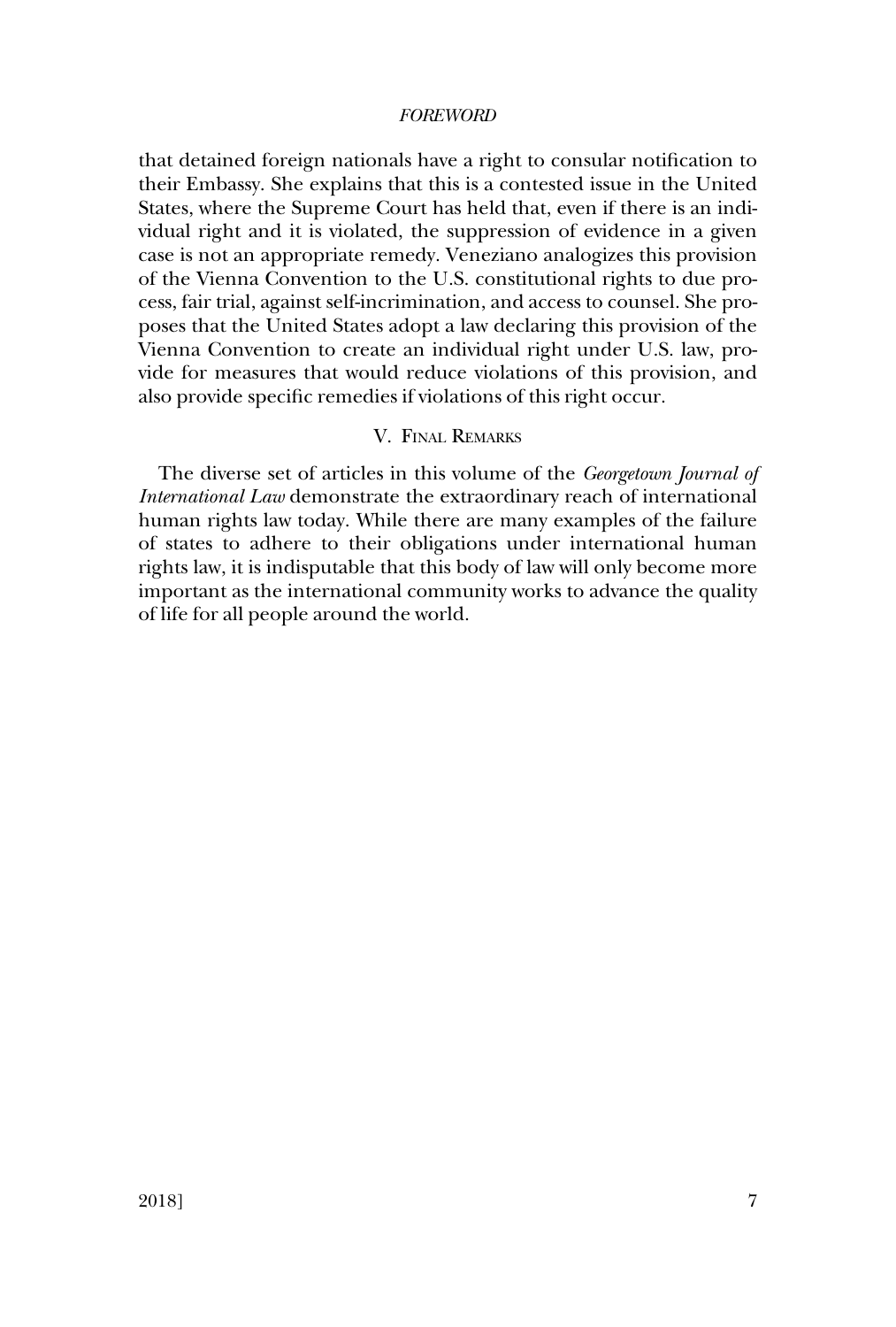that detained foreign nationals have a right to consular notification to their Embassy. She explains that this is a contested issue in the United States, where the Supreme Court has held that, even if there is an individual right and it is violated, the suppression of evidence in a given case is not an appropriate remedy. Veneziano analogizes this provision of the Vienna Convention to the U.S. constitutional rights to due process, fair trial, against self-incrimination, and access to counsel. She proposes that the United States adopt a law declaring this provision of the Vienna Convention to create an individual right under U.S. law, provide for measures that would reduce violations of this provision, and also provide specific remedies if violations of this right occur.

## V. Final Remarks

The diverse set of articles in this volume of the *Georgetown Journal of International Law* demonstrate the extraordinary reach of international human rights law today. While there are many examples of the failure of states to adhere to their obligations under international human rights law, it is indisputable that this body of law will only become more important as the international community works to advance the quality of life for all people around the world.